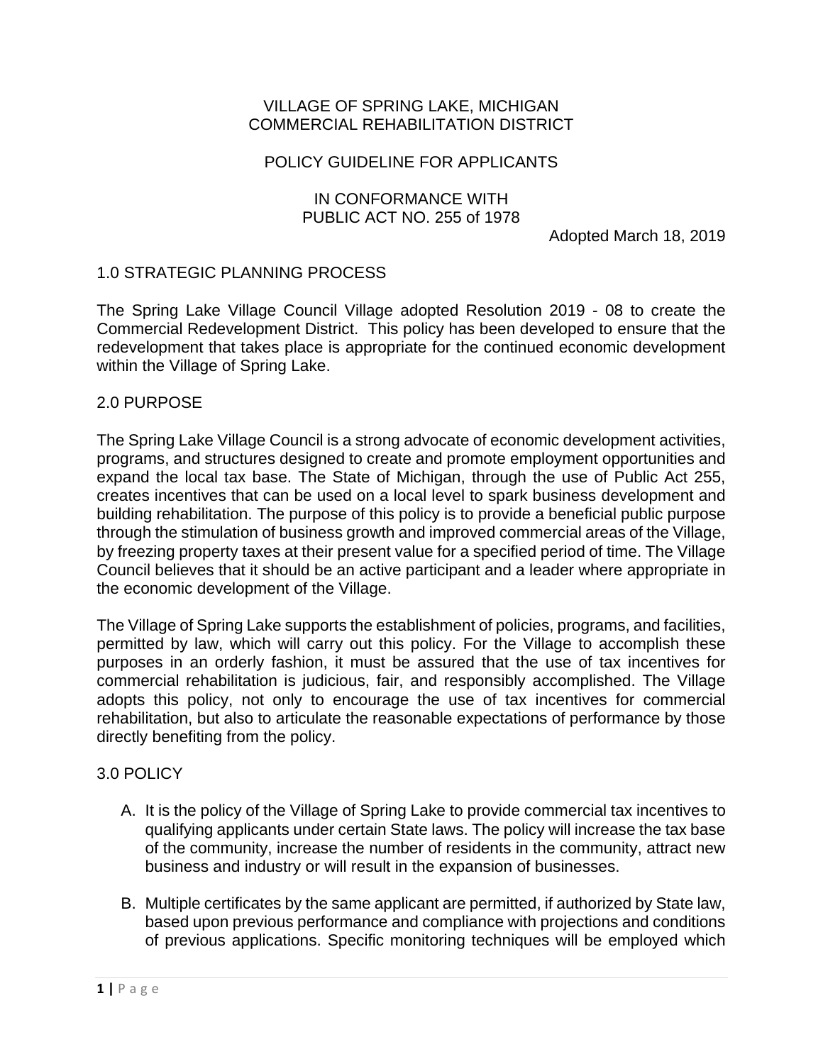VILLAGE OF SPRING LAKE, MICHIGAN
COMMERCIAL REHABILITATION DISTRICT

POLICY GUIDELINE FOR APPLICANTS

IN CONFORMANCE WITH
PUBLIC ACT NO. 255 of 1978

Adopted March 18, 2019

## 1.0 STRATEGIC PLANNING PROCESS

The Spring Lake Village Council Village adopted Resolution 2019 - 08 to create the Commercial Redevelopment District. This policy has been developed to ensure that the redevelopment that takes place is appropriate for the continued economic development within the Village of Spring Lake.

## 2.0 PURPOSE

The Spring Lake Village Council is a strong advocate of economic development activities, programs, and structures designed to create and promote employment opportunities and expand the local tax base. The State of Michigan, through the use of Public Act 255, creates incentives that can be used on a local level to spark business development and building rehabilitation. The purpose of this policy is to provide a beneficial public purpose through the stimulation of business growth and improved commercial areas of the Village, by freezing property taxes at their present value for a specified period of time. The Village Council believes that it should be an active participant and a leader where appropriate in the economic development of the Village.

The Village of Spring Lake supports the establishment of policies, programs, and facilities, permitted by law, which will carry out this policy. For the Village to accomplish these purposes in an orderly fashion, it must be assured that the use of tax incentives for commercial rehabilitation is judicious, fair, and responsibly accomplished. The Village adopts this policy, not only to encourage the use of tax incentives for commercial rehabilitation, but also to articulate the reasonable expectations of performance by those directly benefiting from the policy.

## 3.0 POLICY

A. It is the policy of the Village of Spring Lake to provide commercial tax incentives to qualifying applicants under certain State laws. The policy will increase the tax base of the community, increase the number of residents in the community, attract new business and industry or will result in the expansion of businesses.

B. Multiple certificates by the same applicant are permitted, if authorized by State law, based upon previous performance and compliance with projections and conditions of previous applications. Specific monitoring techniques will be employed which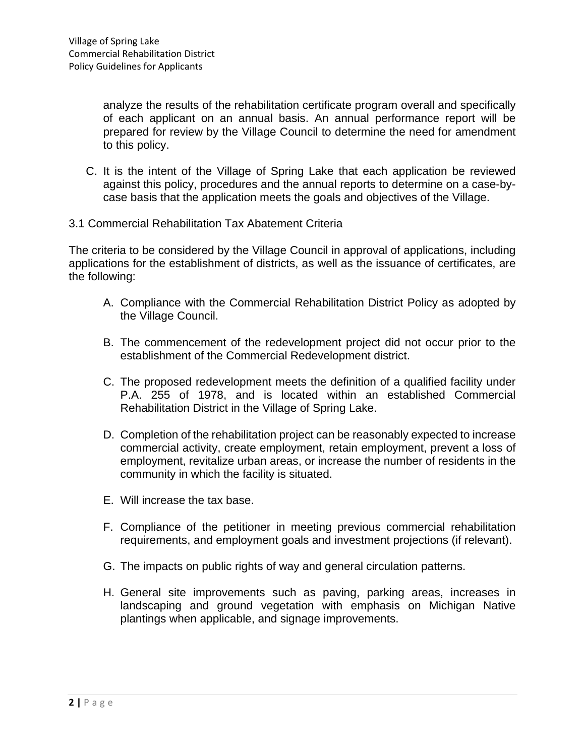analyze the results of the rehabilitation certificate program overall and specifically of each applicant on an annual basis. An annual performance report will be prepared for review by the Village Council to determine the need for amendment to this policy.

C. It is the intent of the Village of Spring Lake that each application be reviewed against this policy, procedures and the annual reports to determine on a case-by-case basis that the application meets the goals and objectives of the Village.

3.1 Commercial Rehabilitation Tax Abatement Criteria

The criteria to be considered by the Village Council in approval of applications, including applications for the establishment of districts, as well as the issuance of certificates, are the following:

A. Compliance with the Commercial Rehabilitation District Policy as adopted by the Village Council.

B. The commencement of the redevelopment project did not occur prior to the establishment of the Commercial Redevelopment district.

C. The proposed redevelopment meets the definition of a qualified facility under P.A. 255 of 1978, and is located within an established Commercial Rehabilitation District in the Village of Spring Lake.

D. Completion of the rehabilitation project can be reasonably expected to increase commercial activity, create employment, retain employment, prevent a loss of employment, revitalize urban areas, or increase the number of residents in the community in which the facility is situated.

E. Will increase the tax base.

F. Compliance of the petitioner in meeting previous commercial rehabilitation requirements, and employment goals and investment projections (if relevant).

G. The impacts on public rights of way and general circulation patterns.

H. General site improvements such as paving, parking areas, increases in landscaping and ground vegetation with emphasis on Michigan Native plantings when applicable, and signage improvements.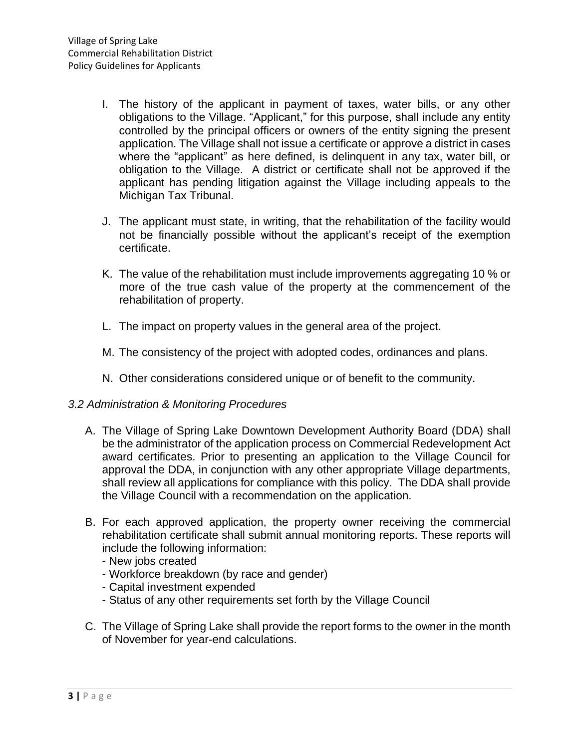I. The history of the applicant in payment of taxes, water bills, or any other obligations to the Village. "Applicant," for this purpose, shall include any entity controlled by the principal officers or owners of the entity signing the present application. The Village shall not issue a certificate or approve a district in cases where the "applicant" as here defined, is delinquent in any tax, water bill, or obligation to the Village. A district or certificate shall not be approved if the applicant has pending litigation against the Village including appeals to the Michigan Tax Tribunal.

J. The applicant must state, in writing, that the rehabilitation of the facility would not be financially possible without the applicant's receipt of the exemption certificate.

K. The value of the rehabilitation must include improvements aggregating 10 % or more of the true cash value of the property at the commencement of the rehabilitation of property.

L. The impact on property values in the general area of the project.

M. The consistency of the project with adopted codes, ordinances and plans.

N. Other considerations considered unique or of benefit to the community.

### *3.2 Administration & Monitoring Procedures*

A. The Village of Spring Lake Downtown Development Authority Board (DDA) shall be the administrator of the application process on Commercial Redevelopment Act award certificates. Prior to presenting an application to the Village Council for approval the DDA, in conjunction with any other appropriate Village departments, shall review all applications for compliance with this policy. The DDA shall provide the Village Council with a recommendation on the application.

B. For each approved application, the property owner receiving the commercial rehabilitation certificate shall submit annual monitoring reports. These reports will include the following information:
   - New jobs created
   - Workforce breakdown (by race and gender)
   - Capital investment expended
   - Status of any other requirements set forth by the Village Council

C. The Village of Spring Lake shall provide the report forms to the owner in the month of November for year-end calculations.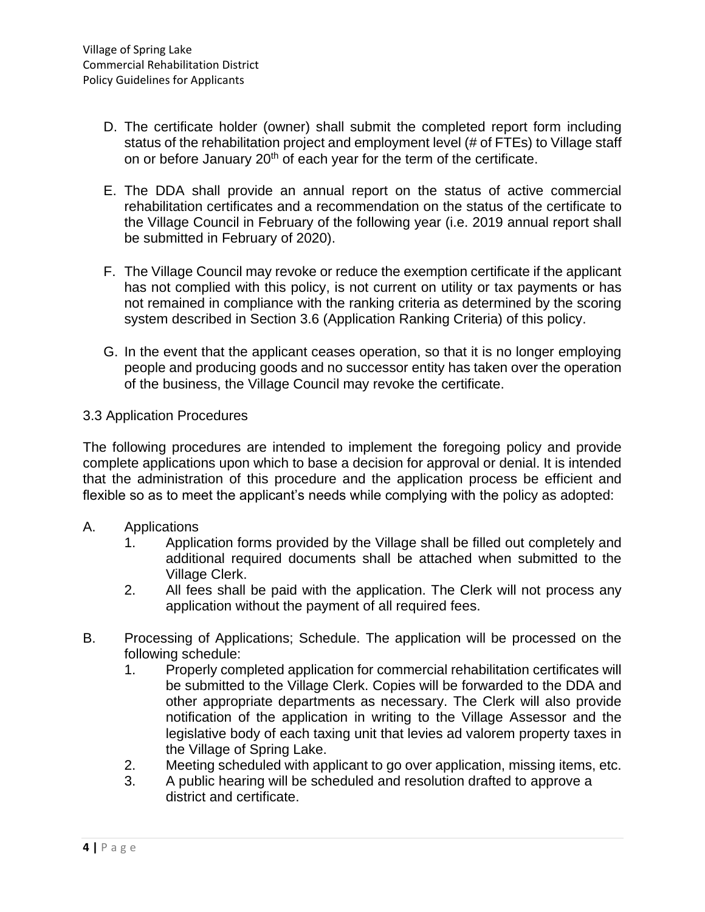D. The certificate holder (owner) shall submit the completed report form including status of the rehabilitation project and employment level (# of FTEs) to Village staff on or before January 20th of each year for the term of the certificate.

E. The DDA shall provide an annual report on the status of active commercial rehabilitation certificates and a recommendation on the status of the certificate to the Village Council in February of the following year (i.e. 2019 annual report shall be submitted in February of 2020).

F. The Village Council may revoke or reduce the exemption certificate if the applicant has not complied with this policy, is not current on utility or tax payments or has not remained in compliance with the ranking criteria as determined by the scoring system described in Section 3.6 (Application Ranking Criteria) of this policy.

G. In the event that the applicant ceases operation, so that it is no longer employing people and producing goods and no successor entity has taken over the operation of the business, the Village Council may revoke the certificate.

3.3 Application Procedures

The following procedures are intended to implement the foregoing policy and provide complete applications upon which to base a decision for approval or denial. It is intended that the administration of this procedure and the application process be efficient and flexible so as to meet the applicant's needs while complying with the policy as adopted:

A. Applications
   1. Application forms provided by the Village shall be filled out completely and additional required documents shall be attached when submitted to the Village Clerk.
   2. All fees shall be paid with the application. The Clerk will not process any application without the payment of all required fees.

B. Processing of Applications; Schedule. The application will be processed on the following schedule:
   1. Properly completed application for commercial rehabilitation certificates will be submitted to the Village Clerk. Copies will be forwarded to the DDA and other appropriate departments as necessary. The Clerk will also provide notification of the application in writing to the Village Assessor and the legislative body of each taxing unit that levies ad valorem property taxes in the Village of Spring Lake.
   2. Meeting scheduled with applicant to go over application, missing items, etc.
   3. A public hearing will be scheduled and resolution drafted to approve a district and certificate.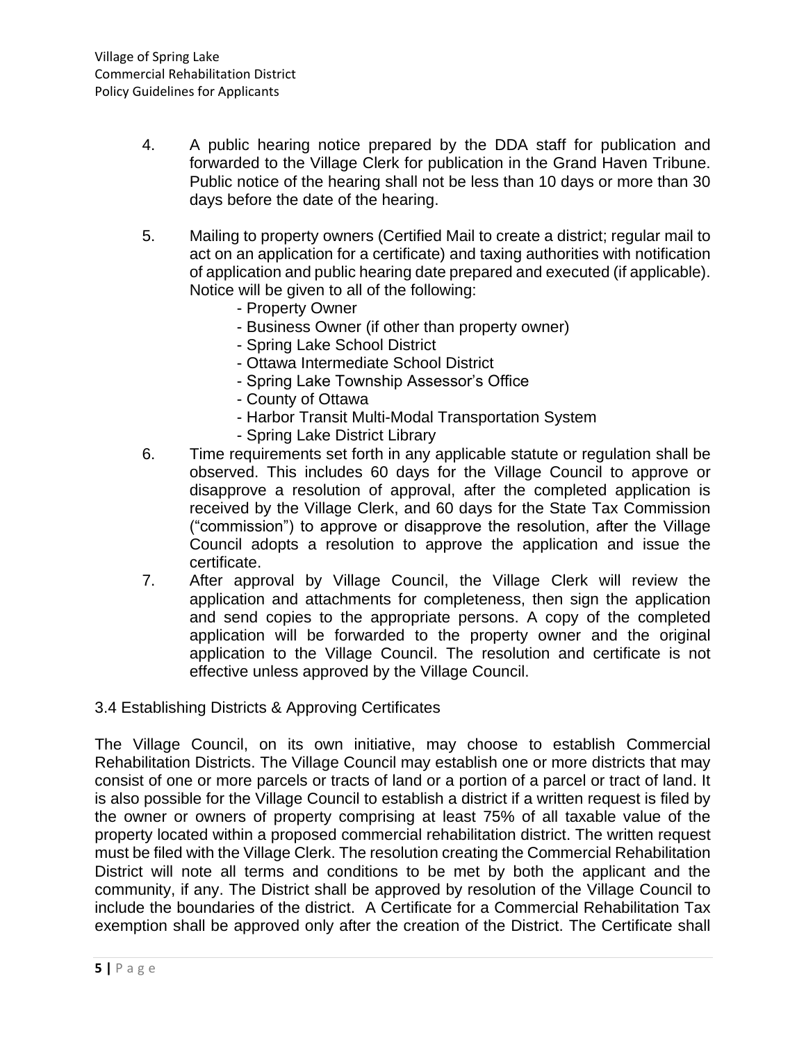4. A public hearing notice prepared by the DDA staff for publication and forwarded to the Village Clerk for publication in the Grand Haven Tribune. Public notice of the hearing shall not be less than 10 days or more than 30 days before the date of the hearing.

5. Mailing to property owners (Certified Mail to create a district; regular mail to act on an application for a certificate) and taxing authorities with notification of application and public hearing date prepared and executed (if applicable). Notice will be given to all of the following:
   - Property Owner
   - Business Owner (if other than property owner)
   - Spring Lake School District
   - Ottawa Intermediate School District
   - Spring Lake Township Assessor's Office
   - County of Ottawa
   - Harbor Transit Multi-Modal Transportation System
   - Spring Lake District Library

6. Time requirements set forth in any applicable statute or regulation shall be observed. This includes 60 days for the Village Council to approve or disapprove a resolution of approval, after the completed application is received by the Village Clerk, and 60 days for the State Tax Commission ("commission") to approve or disapprove the resolution, after the Village Council adopts a resolution to approve the application and issue the certificate.

7. After approval by Village Council, the Village Clerk will review the application and attachments for completeness, then sign the application and send copies to the appropriate persons. A copy of the completed application will be forwarded to the property owner and the original application to the Village Council. The resolution and certificate is not effective unless approved by the Village Council.

### 3.4 Establishing Districts & Approving Certificates

The Village Council, on its own initiative, may choose to establish Commercial Rehabilitation Districts. The Village Council may establish one or more districts that may consist of one or more parcels or tracts of land or a portion of a parcel or tract of land. It is also possible for the Village Council to establish a district if a written request is filed by the owner or owners of property comprising at least 75% of all taxable value of the property located within a proposed commercial rehabilitation district. The written request must be filed with the Village Clerk. The resolution creating the Commercial Rehabilitation District will note all terms and conditions to be met by both the applicant and the community, if any. The District shall be approved by resolution of the Village Council to include the boundaries of the district. A Certificate for a Commercial Rehabilitation Tax exemption shall be approved only after the creation of the District. The Certificate shall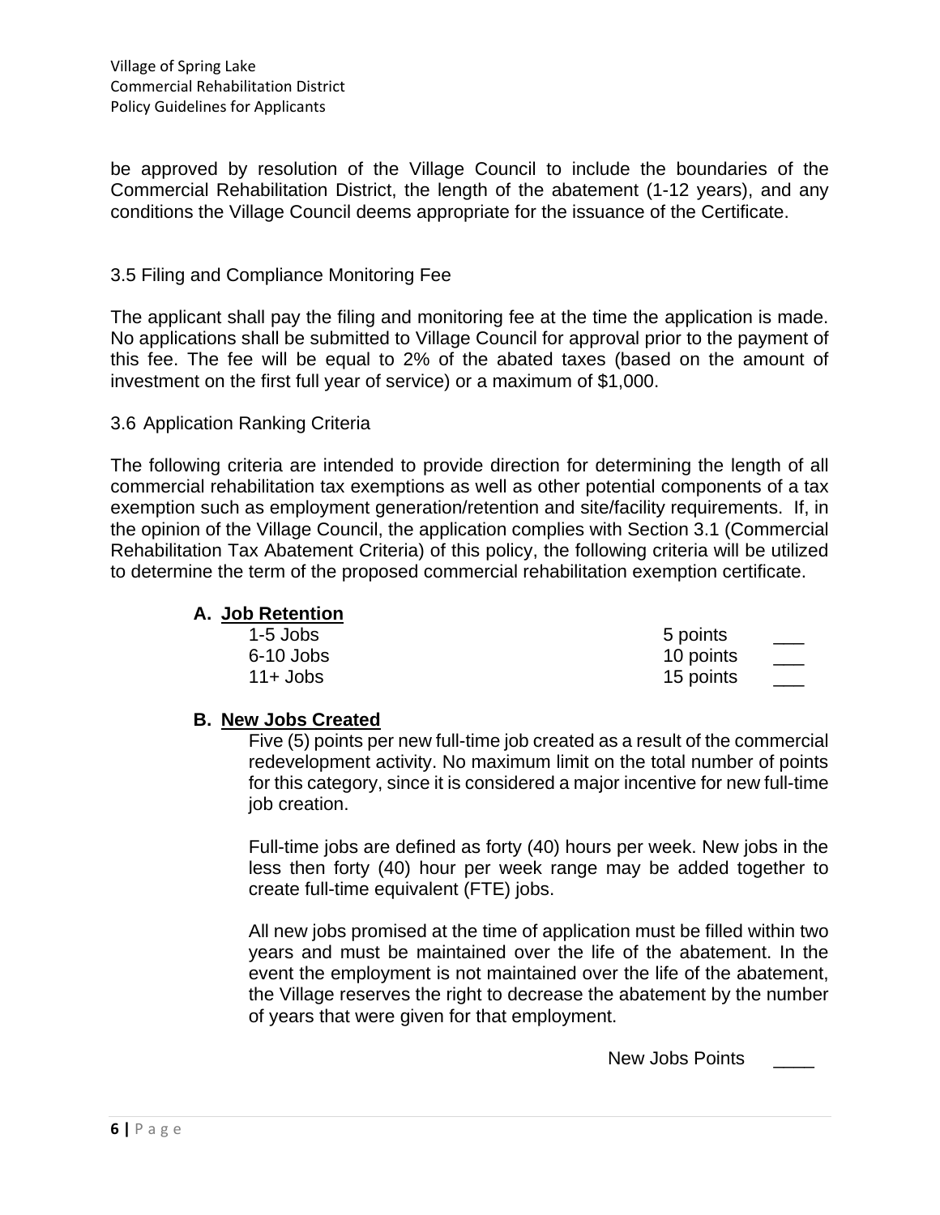be approved by resolution of the Village Council to include the boundaries of the Commercial Rehabilitation District, the length of the abatement (1-12 years), and any conditions the Village Council deems appropriate for the issuance of the Certificate.

### 3.5 Filing and Compliance Monitoring Fee

The applicant shall pay the filing and monitoring fee at the time the application is made. No applications shall be submitted to Village Council for approval prior to the payment of this fee. The fee will be equal to 2% of the abated taxes (based on the amount of investment on the first full year of service) or a maximum of $1,000.

### 3.6 Application Ranking Criteria

The following criteria are intended to provide direction for determining the length of all commercial rehabilitation tax exemptions as well as other potential components of a tax exemption such as employment generation/retention and site/facility requirements. If, in the opinion of the Village Council, the application complies with Section 3.1 (Commercial Rehabilitation Tax Abatement Criteria) of this policy, the following criteria will be utilized to determine the term of the proposed commercial rehabilitation exemption certificate.

**A. Job Retention**

| | | |
|---|---|---|
| 1-5 Jobs | 5 points | ___ |
| 6-10 Jobs | 10 points | ___ |
| 11+ Jobs | 15 points | ___ |

**B. New Jobs Created**

Five (5) points per new full-time job created as a result of the commercial redevelopment activity. No maximum limit on the total number of points for this category, since it is considered a major incentive for new full-time job creation.

Full-time jobs are defined as forty (40) hours per week. New jobs in the less then forty (40) hour per week range may be added together to create full-time equivalent (FTE) jobs.

All new jobs promised at the time of application must be filled within two years and must be maintained over the life of the abatement. In the event the employment is not maintained over the life of the abatement, the Village reserves the right to decrease the abatement by the number of years that were given for that employment.

New Jobs Points ____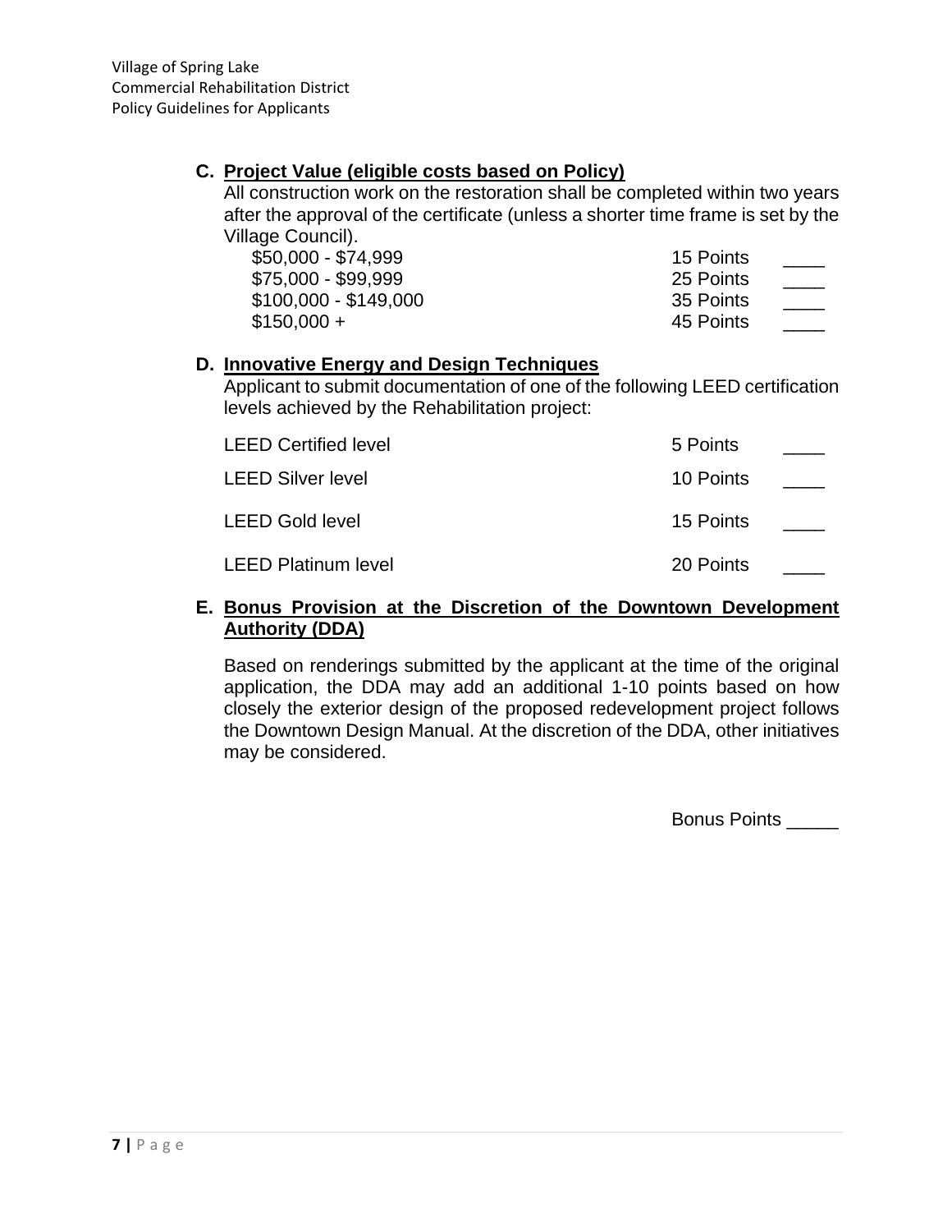### C. Project Value (eligible costs based on Policy)

All construction work on the restoration shall be completed within two years after the approval of the certificate (unless a shorter time frame is set by the Village Council).

| | | |
|---|---|---|
| $50,000 - $74,999 | 15 Points | ____ |
| $75,000 - $99,999 | 25 Points | ____ |
| $100,000 - $149,000 | 35 Points | ____ |
| $150,000 + | 45 Points | ____ |

### D. Innovative Energy and Design Techniques

Applicant to submit documentation of one of the following LEED certification levels achieved by the Rehabilitation project:

| | | |
|---|---|---|
| LEED Certified level | 5 Points | ____ |
| LEED Silver level | 10 Points | ____ |
| LEED Gold level | 15 Points | ____ |
| LEED Platinum level | 20 Points | ____ |

### E. Bonus Provision at the Discretion of the Downtown Development Authority (DDA)

Based on renderings submitted by the applicant at the time of the original application, the DDA may add an additional 1-10 points based on how closely the exterior design of the proposed redevelopment project follows the Downtown Design Manual. At the discretion of the DDA, other initiatives may be considered.

Bonus Points _____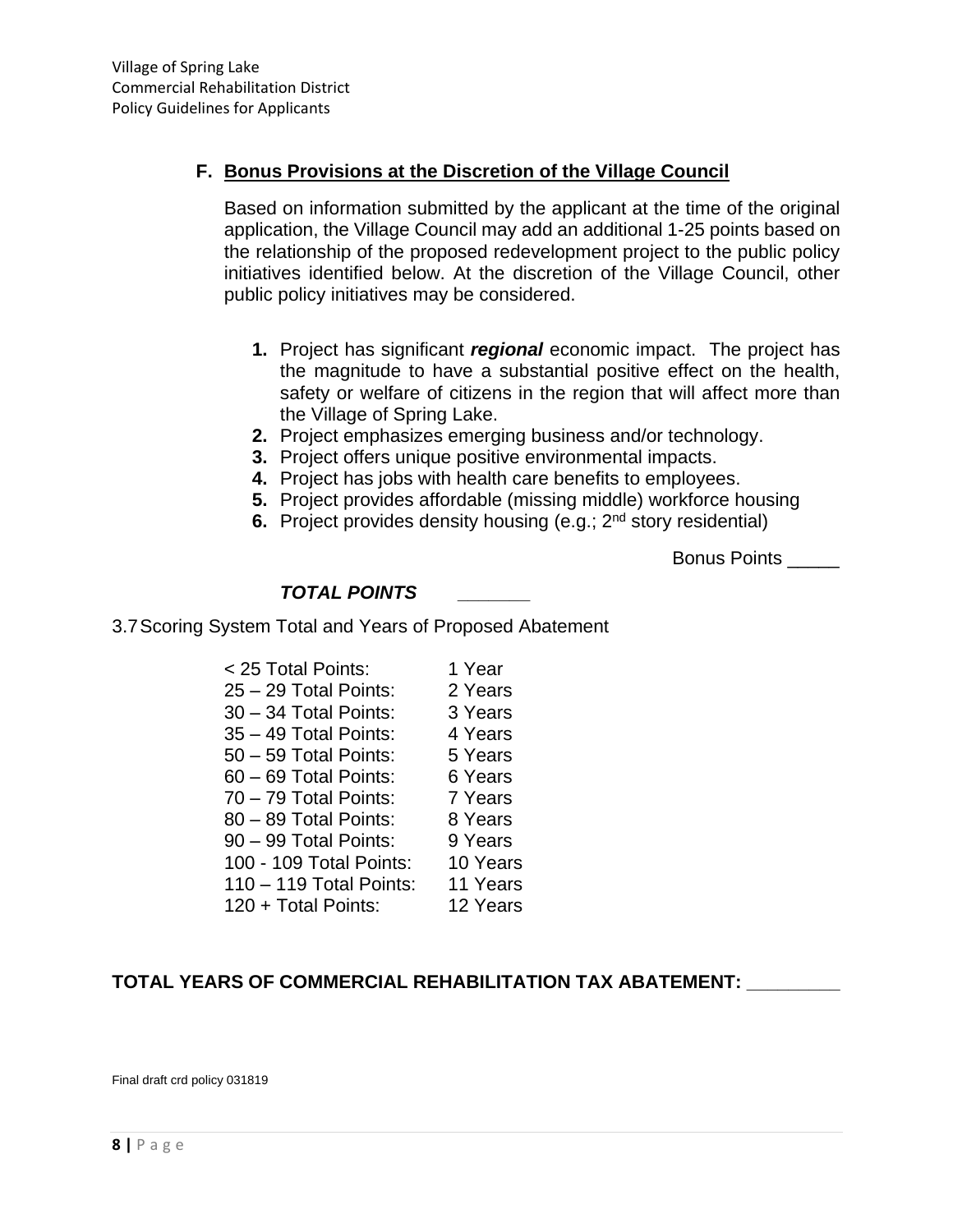### F. Bonus Provisions at the Discretion of the Village Council

Based on information submitted by the applicant at the time of the original application, the Village Council may add an additional 1-25 points based on the relationship of the proposed redevelopment project to the public policy initiatives identified below. At the discretion of the Village Council, other public policy initiatives may be considered.

1. Project has significant ***regional*** economic impact. The project has the magnitude to have a substantial positive effect on the health, safety or welfare of citizens in the region that will affect more than the Village of Spring Lake.
2. Project emphasizes emerging business and/or technology.
3. Project offers unique positive environmental impacts.
4. Project has jobs with health care benefits to employees.
5. Project provides affordable (missing middle) workforce housing
6. Project provides density housing (e.g.; 2nd story residential)

Bonus Points _____

***TOTAL POINTS*** _______

3.7 Scoring System Total and Years of Proposed Abatement

| | |
|---|---|
| < 25 Total Points: | 1 Year |
| 25 – 29 Total Points: | 2 Years |
| 30 – 34 Total Points: | 3 Years |
| 35 – 49 Total Points: | 4 Years |
| 50 – 59 Total Points: | 5 Years |
| 60 – 69 Total Points: | 6 Years |
| 70 – 79 Total Points: | 7 Years |
| 80 – 89 Total Points: | 8 Years |
| 90 – 99 Total Points: | 9 Years |
| 100 - 109 Total Points: | 10 Years |
| 110 – 119 Total Points: | 11 Years |
| 120 + Total Points: | 12 Years |

**TOTAL YEARS OF COMMERCIAL REHABILITATION TAX ABATEMENT: _________**

Final draft crd policy 031819